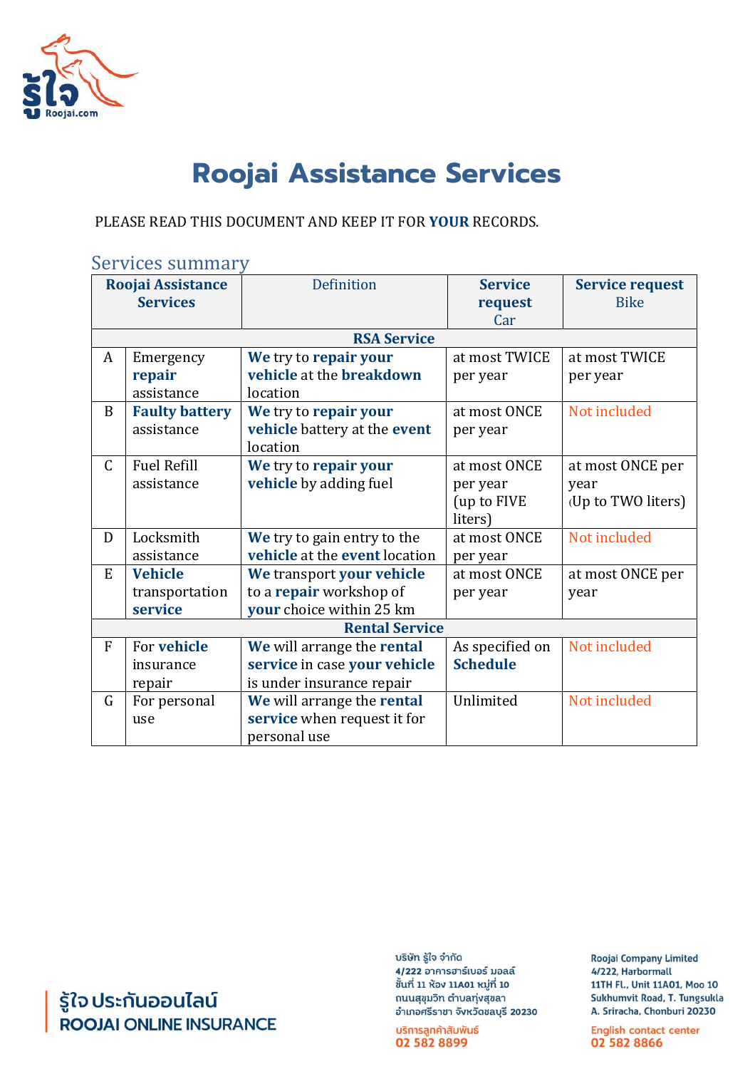# Roojai Assistance Services

PLEASE READ THIS DOCUMENT AND KEEP IT FOR **YOUR** RECORDS.

## Services summary

| | Roojai Assistance Services | Definition | Service request Car | Service request Bike |
|---|---|---|---|---|
| | | **RSA Service** | | |
| A | Emergency **repair** assistance | **We** try to **repair your vehicle** at the **breakdown** location | at most TWICE per year | at most TWICE per year |
| B | **Faulty battery** assistance | **We** try to **repair your vehicle** battery at the **event** location | at most ONCE per year | Not included |
| C | Fuel Refill assistance | **We** try to **repair your vehicle** by adding fuel | at most ONCE per year (up to FIVE liters) | at most ONCE per year (Up to TWO liters) |
| D | Locksmith assistance | **We** try to gain entry to the **vehicle** at the **event** location | at most ONCE per year | Not included |
| E | **Vehicle** transportation **service** | **We** transport **your vehicle** to a **repair** workshop of **your** choice within 25 km | at most ONCE per year | at most ONCE per year |
| | | **Rental Service** | | |
| F | For **vehicle** insurance repair | **We** will arrange the **rental service** in case **your vehicle** is under insurance repair | As specified on **Schedule** | Not included |
| G | For personal use | **We** will arrange the **rental service** when request it for personal use | Unlimited | Not included |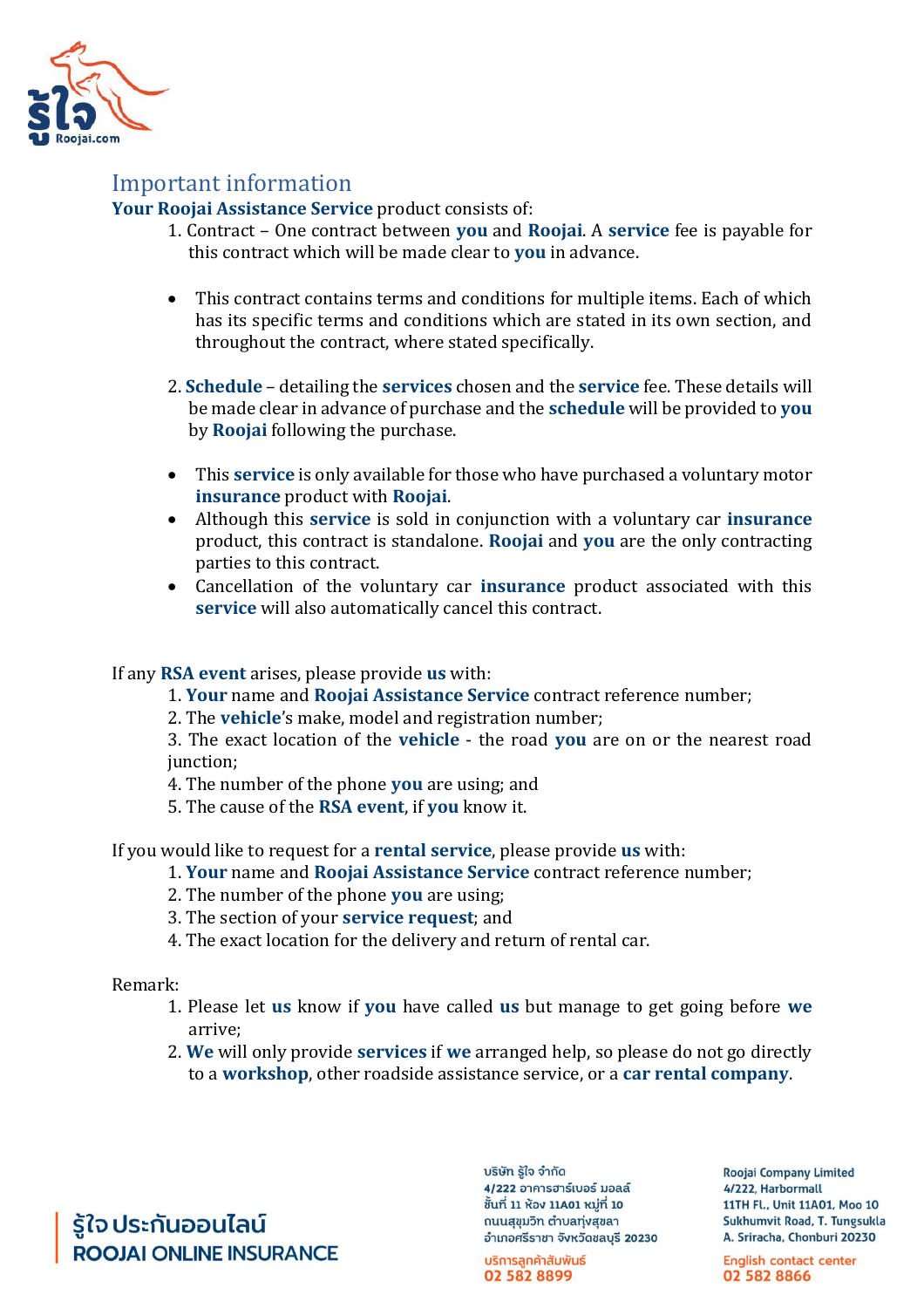## Important information

**Your Roojai Assistance Service** product consists of:

1. Contract – One contract between **you** and **Roojai**. A **service** fee is payable for this contract which will be made clear to **you** in advance.

- This contract contains terms and conditions for multiple items. Each of which has its specific terms and conditions which are stated in its own section, and throughout the contract, where stated specifically.

2. **Schedule** – detailing the **services** chosen and the **service** fee. These details will be made clear in advance of purchase and the **schedule** will be provided to **you** by **Roojai** following the purchase.

- This **service** is only available for those who have purchased a voluntary motor **insurance** product with **Roojai**.
- Although this **service** is sold in conjunction with a voluntary car **insurance** product, this contract is standalone. **Roojai** and **you** are the only contracting parties to this contract.
- Cancellation of the voluntary car **insurance** product associated with this **service** will also automatically cancel this contract.

If any **RSA event** arises, please provide **us** with:

1. **Your** name and **Roojai Assistance Service** contract reference number;
2. The **vehicle**'s make, model and registration number;
3. The exact location of the **vehicle** - the road **you** are on or the nearest road junction;
4. The number of the phone **you** are using; and
5. The cause of the **RSA event**, if **you** know it.

If you would like to request for a **rental service**, please provide **us** with:

1. **Your** name and **Roojai Assistance Service** contract reference number;
2. The number of the phone **you** are using;
3. The section of your **service request**; and
4. The exact location for the delivery and return of rental car.

Remark:

1. Please let **us** know if **you** have called **us** but manage to get going before **we** arrive;
2. **We** will only provide **services** if **we** arranged help, so please do not go directly to a **workshop**, other roadside assistance service, or a **car rental company**.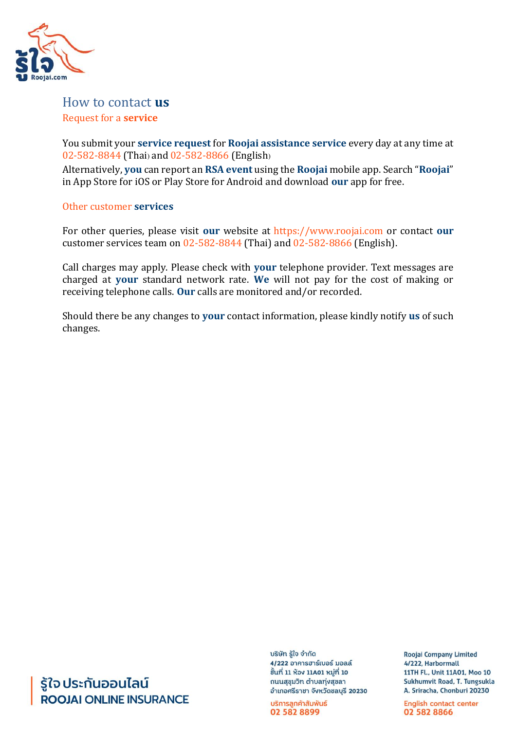## How to contact **us**

### Request for a **service**

You submit your **service request** for **Roojai assistance service** every day at any time at 02-582-8844 (Thai) and 02-582-8866 (English)

Alternatively, **you** can report an **RSA event** using the **Roojai** mobile app. Search "**Roojai**" in App Store for iOS or Play Store for Android and download **our** app for free.

### Other customer **services**

For other queries, please visit **our** website at https://www.roojai.com or contact **our** customer services team on 02-582-8844 (Thai) and 02-582-8866 (English).

Call charges may apply. Please check with **your** telephone provider. Text messages are charged at **your** standard network rate. **We** will not pay for the cost of making or receiving telephone calls. **Our** calls are monitored and/or recorded.

Should there be any changes to **your** contact information, please kindly notify **us** of such changes.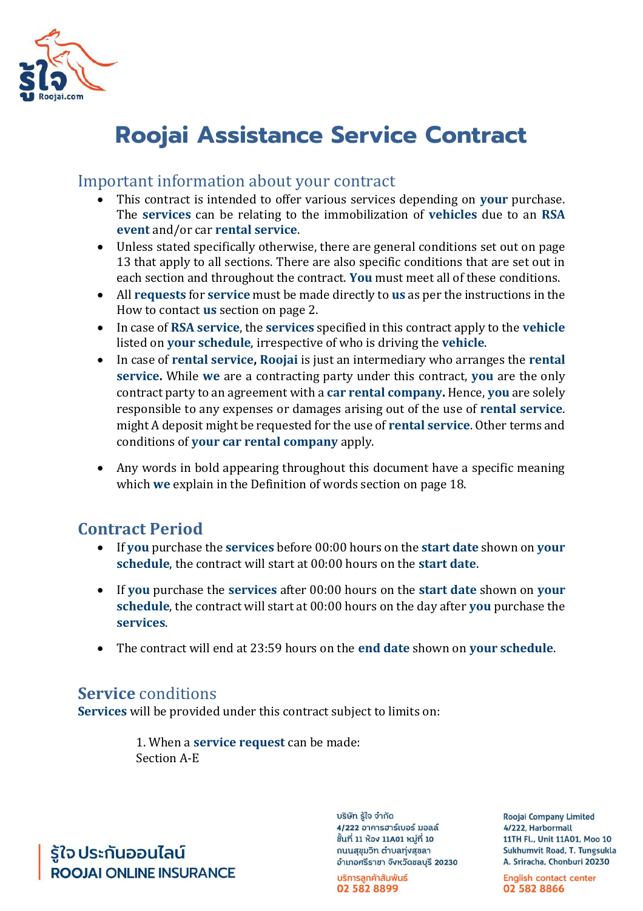# Roojai Assistance Service Contract

## Important information about your contract

- This contract is intended to offer various services depending on **your** purchase. The **services** can be relating to the immobilization of **vehicles** due to an **RSA event** and/or car **rental service**.
- Unless stated specifically otherwise, there are general conditions set out on page 13 that apply to all sections. There are also specific conditions that are set out in each section and throughout the contract. **You** must meet all of these conditions.
- All **requests** for **service** must be made directly to **us** as per the instructions in the How to contact **us** section on page 2.
- In case of **RSA service**, the **services** specified in this contract apply to the **vehicle** listed on **your schedule**, irrespective of who is driving the **vehicle**.
- In case of **rental service, Roojai** is just an intermediary who arranges the **rental service.** While **we** are a contracting party under this contract, **you** are the only contract party to an agreement with a **car rental company.** Hence, **you** are solely responsible to any expenses or damages arising out of the use of **rental service**. might A deposit might be requested for the use of **rental service**. Other terms and conditions of **your car rental company** apply.
- Any words in bold appearing throughout this document have a specific meaning which **we** explain in the Definition of words section on page 18.

## Contract Period

- If **you** purchase the **services** before 00:00 hours on the **start date** shown on **your schedule**, the contract will start at 00:00 hours on the **start date**.
- If **you** purchase the **services** after 00:00 hours on the **start date** shown on **your schedule**, the contract will start at 00:00 hours on the day after **you** purchase the **services**.
- The contract will end at 23:59 hours on the **end date** shown on **your schedule**.

## Service conditions

**Services** will be provided under this contract subject to limits on:

1. When a **service request** can be made:
Section A-E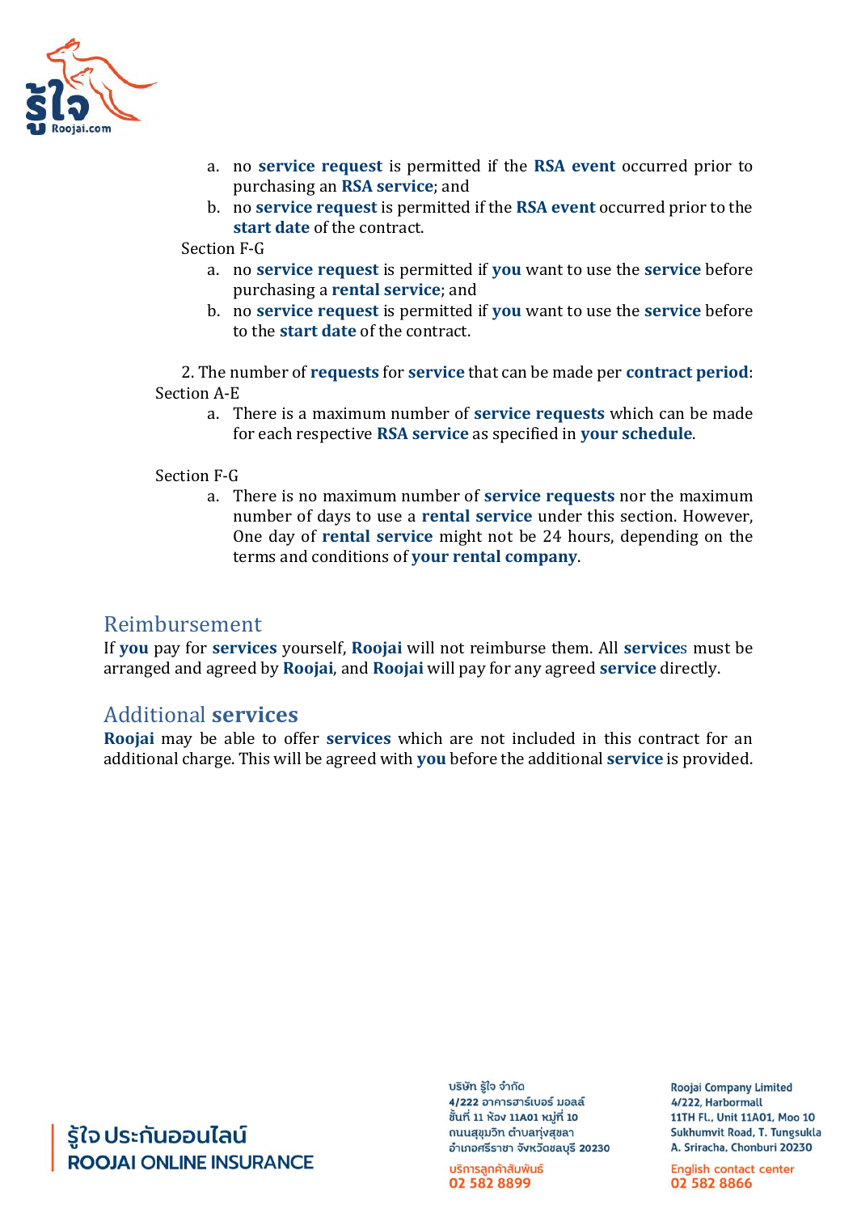a. no **service request** is permitted if the **RSA event** occurred prior to purchasing an **RSA service**; and
b. no **service request** is permitted if the **RSA event** occurred prior to the **start date** of the contract.

Section F-G

a. no **service request** is permitted if **you** want to use the **service** before purchasing a **rental service**; and
b. no **service request** is permitted if **you** want to use the **service** before to the **start date** of the contract.

2. The number of **requests** for **service** that can be made per **contract period**:

Section A-E

a. There is a maximum number of **service requests** which can be made for each respective **RSA service** as specified in **your schedule**.

Section F-G

a. There is no maximum number of **service requests** nor the maximum number of days to use a **rental service** under this section. However, One day of **rental service** might not be 24 hours, depending on the terms and conditions of **your rental company**.

## Reimbursement

If **you** pay for **services** yourself, **Roojai** will not reimburse them. All **service**s must be arranged and agreed by **Roojai**, and **Roojai** will pay for any agreed **service** directly.

## Additional **services**

**Roojai** may be able to offer **services** which are not included in this contract for an additional charge. This will be agreed with **you** before the additional **service** is provided.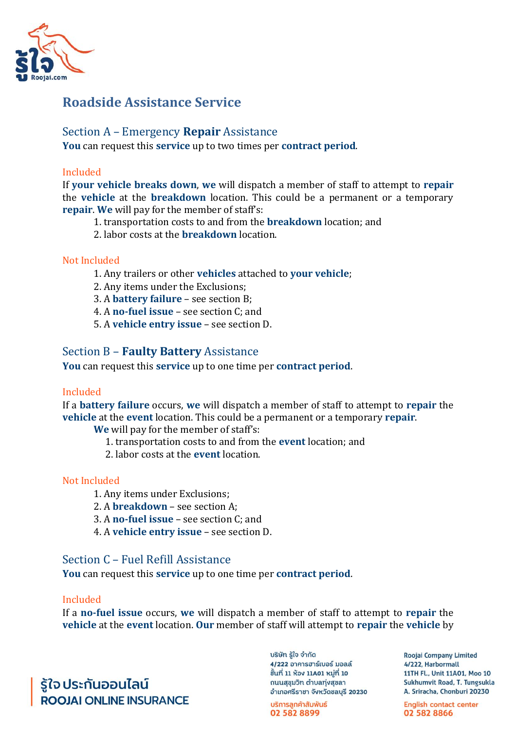# Roadside Assistance Service

## Section A – Emergency **Repair** Assistance

**You** can request this **service** up to two times per **contract period**.

### Included

If **your vehicle breaks down**, **we** will dispatch a member of staff to attempt to **repair** the **vehicle** at the **breakdown** location. This could be a permanent or a temporary **repair**. **We** will pay for the member of staff's:

1. transportation costs to and from the **breakdown** location; and
2. labor costs at the **breakdown** location.

### Not Included

1. Any trailers or other **vehicles** attached to **your vehicle**;
2. Any items under the Exclusions;
3. A **battery failure** – see section B;
4. A **no-fuel issue** – see section C; and
5. A **vehicle entry issue** – see section D.

## Section B – **Faulty Battery** Assistance

**You** can request this **service** up to one time per **contract period**.

### Included

If a **battery failure** occurs, **we** will dispatch a member of staff to attempt to **repair** the **vehicle** at the **event** location. This could be a permanent or a temporary **repair**.

**We** will pay for the member of staff's:

1. transportation costs to and from the **event** location; and
2. labor costs at the **event** location.

### Not Included

1. Any items under Exclusions;
2. A **breakdown** – see section A;
3. A **no-fuel issue** – see section C; and
4. A **vehicle entry issue** – see section D.

## Section C – Fuel Refill Assistance

**You** can request this **service** up to one time per **contract period**.

### Included

If a **no-fuel issue** occurs, **we** will dispatch a member of staff to attempt to **repair** the **vehicle** at the **event** location. **Our** member of staff will attempt to **repair** the **vehicle** by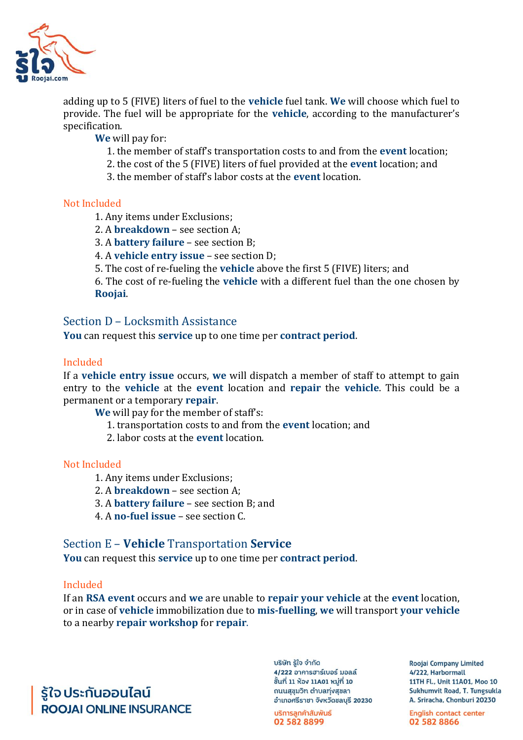adding up to 5 (FIVE) liters of fuel to the **vehicle** fuel tank. **We** will choose which fuel to provide. The fuel will be appropriate for the **vehicle**, according to the manufacturer's specification.

**We** will pay for:

1. the member of staff's transportation costs to and from the **event** location;
2. the cost of the 5 (FIVE) liters of fuel provided at the **event** location; and
3. the member of staff's labor costs at the **event** location.

Not Included

1. Any items under Exclusions;
2. A **breakdown** – see section A;
3. A **battery failure** – see section B;
4. A **vehicle entry issue** – see section D;
5. The cost of re-fueling the **vehicle** above the first 5 (FIVE) liters; and
6. The cost of re-fueling the **vehicle** with a different fuel than the one chosen by **Roojai**.

## Section D – Locksmith Assistance

**You** can request this **service** up to one time per **contract period**.

Included

If a **vehicle entry issue** occurs, **we** will dispatch a member of staff to attempt to gain entry to the **vehicle** at the **event** location and **repair** the **vehicle**. This could be a permanent or a temporary **repair**.

**We** will pay for the member of staff's:

1. transportation costs to and from the **event** location; and
2. labor costs at the **event** location.

Not Included

1. Any items under Exclusions;
2. A **breakdown** – see section A;
3. A **battery failure** – see section B; and
4. A **no-fuel issue** – see section C.

## Section E – **Vehicle** Transportation **Service**

**You** can request this **service** up to one time per **contract period**.

Included

If an **RSA event** occurs and **we** are unable to **repair your vehicle** at the **event** location, or in case of **vehicle** immobilization due to **mis-fuelling**, **we** will transport **your vehicle** to a nearby **repair workshop** for **repair**.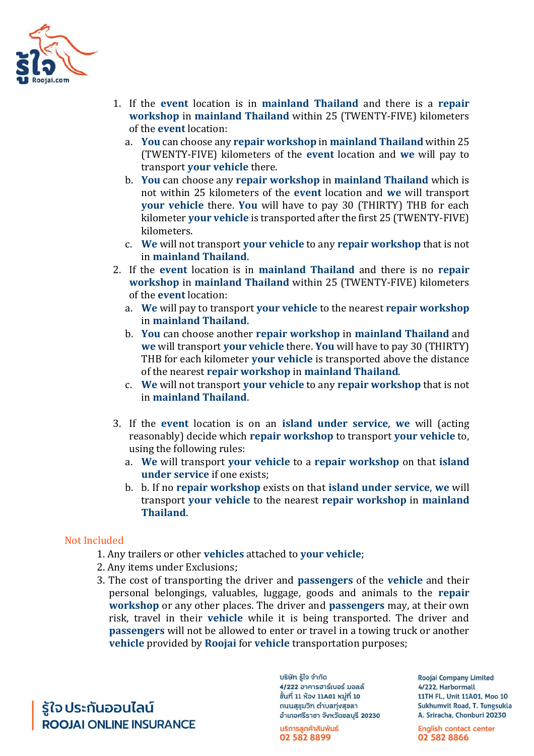1. If the **event** location is in **mainland Thailand** and there is a **repair workshop** in **mainland Thailand** within 25 (TWENTY-FIVE) kilometers of the **event** location:
   a. **You** can choose any **repair workshop** in **mainland Thailand** within 25 (TWENTY-FIVE) kilometers of the **event** location and **we** will pay to transport **your vehicle** there.
   b. **You** can choose any **repair workshop** in **mainland Thailand** which is not within 25 kilometers of the **event** location and **we** will transport **your vehicle** there. **You** will have to pay 30 (THIRTY) THB for each kilometer **your vehicle** is transported after the first 25 (TWENTY-FIVE) kilometers.
   c. **We** will not transport **your vehicle** to any **repair workshop** that is not in **mainland Thailand**.
2. If the **event** location is in **mainland Thailand** and there is no **repair workshop** in **mainland Thailand** within 25 (TWENTY-FIVE) kilometers of the **event** location:
   a. **We** will pay to transport **your vehicle** to the nearest **repair workshop** in **mainland Thailand**.
   b. **You** can choose another **repair workshop** in **mainland Thailand** and **we** will transport **your vehicle** there. **You** will have to pay 30 (THIRTY) THB for each kilometer **your vehicle** is transported above the distance of the nearest **repair workshop** in **mainland Thailand**.
   c. **We** will not transport **your vehicle** to any **repair workshop** that is not in **mainland Thailand**.
3. If the **event** location is on an **island under service**, **we** will (acting reasonably) decide which **repair workshop** to transport **your vehicle** to, using the following rules:
   a. **We** will transport **your vehicle** to a **repair workshop** on that **island under service** if one exists;
   b. b. If no **repair workshop** exists on that **island under service**, **we** will transport **your vehicle** to the nearest **repair workshop** in **mainland Thailand**.

Not Included

1. Any trailers or other **vehicles** attached to **your vehicle**;
2. Any items under Exclusions;
3. The cost of transporting the driver and **passengers** of the **vehicle** and their personal belongings, valuables, luggage, goods and animals to the **repair workshop** or any other places. The driver and **passengers** may, at their own risk, travel in their **vehicle** while it is being transported. The driver and **passengers** will not be allowed to enter or travel in a towing truck or another **vehicle** provided by **Roojai** for **vehicle** transportation purposes;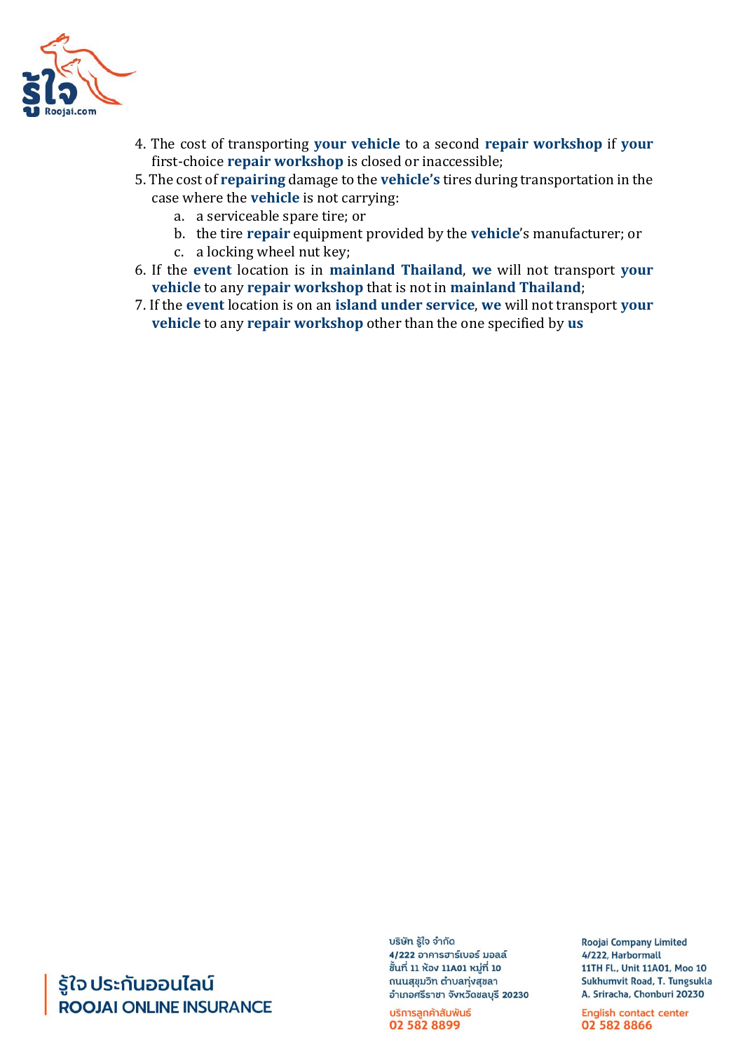4. The cost of transporting **your vehicle** to a second **repair workshop** if **your** first-choice **repair workshop** is closed or inaccessible;
5. The cost of **repairing** damage to the **vehicle's** tires during transportation in the case where the **vehicle** is not carrying:
    a. a serviceable spare tire; or
    b. the tire **repair** equipment provided by the **vehicle**'s manufacturer; or
    c. a locking wheel nut key;
6. If the **event** location is in **mainland Thailand**, **we** will not transport **your vehicle** to any **repair workshop** that is not in **mainland Thailand**;
7. If the **event** location is on an **island under service**, **we** will not transport **your vehicle** to any **repair workshop** other than the one specified by **us**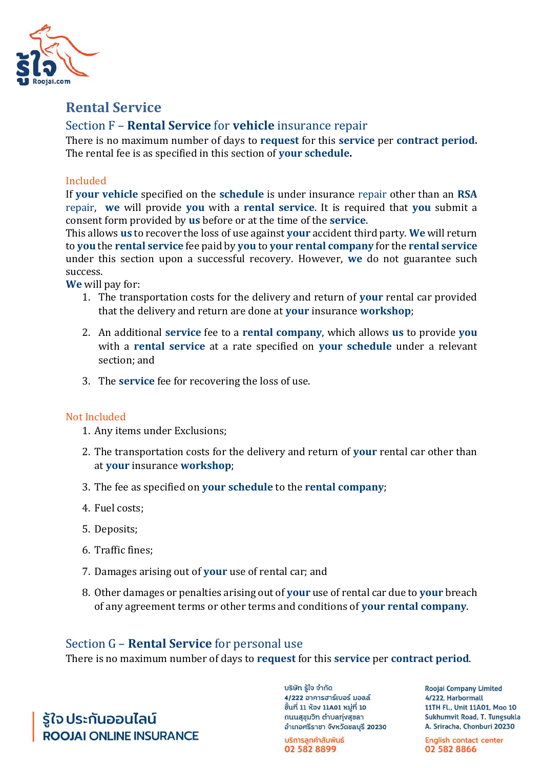## Rental Service

### Section F – **Rental Service** for **vehicle** insurance repair

There is no maximum number of days to **request** for this **service** per **contract period.** The rental fee is as specified in this section of **your schedule.**

Included

If **your vehicle** specified on the **schedule** is under insurance repair other than an **RSA** repair, **we** will provide **you** with a **rental service**. It is required that **you** submit a consent form provided by **us** before or at the time of the **service**.

This allows **us** to recover the loss of use against **your** accident third party. **We** will return to **you** the **rental service** fee paid by **you** to **your rental company** for the **rental service** under this section upon a successful recovery. However, **we** do not guarantee such success.

**We** will pay for:

1. The transportation costs for the delivery and return of **your** rental car provided that the delivery and return are done at **your** insurance **workshop**;
2. An additional **service** fee to a **rental company**, which allows **us** to provide **you** with a **rental service** at a rate specified on **your schedule** under a relevant section; and
3. The **service** fee for recovering the loss of use.

Not Included

1. Any items under Exclusions;
2. The transportation costs for the delivery and return of **your** rental car other than at **your** insurance **workshop**;
3. The fee as specified on **your schedule** to the **rental company**;
4. Fuel costs;
5. Deposits;
6. Traffic fines;
7. Damages arising out of **your** use of rental car; and
8. Other damages or penalties arising out of **your** use of rental car due to **your** breach of any agreement terms or other terms and conditions of **your rental company**.

### Section G – **Rental Service** for personal use

There is no maximum number of days to **request** for this **service** per **contract period**.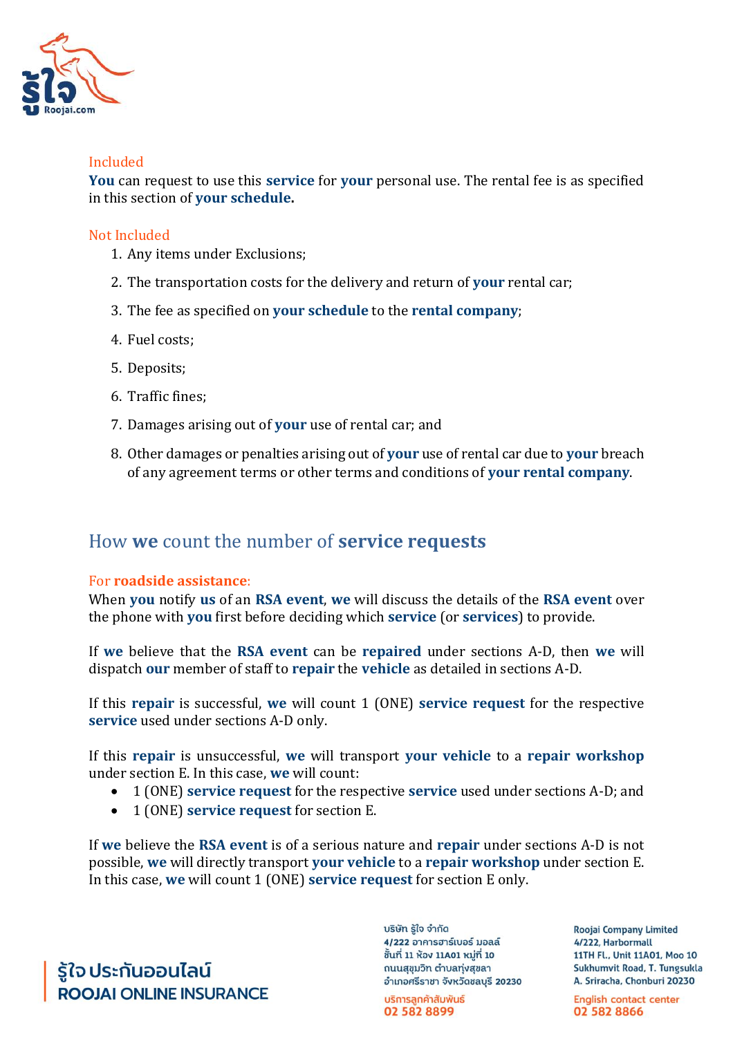Included

**You** can request to use this **service** for **your** personal use. The rental fee is as specified in this section of **your schedule.**

Not Included

1. Any items under Exclusions;
2. The transportation costs for the delivery and return of **your** rental car;
3. The fee as specified on **your schedule** to the **rental company**;
4. Fuel costs;
5. Deposits;
6. Traffic fines;
7. Damages arising out of **your** use of rental car; and
8. Other damages or penalties arising out of **your** use of rental car due to **your** breach of any agreement terms or other terms and conditions of **your rental company**.

## How **we** count the number of **service requests**

For **roadside assistance**:

When **you** notify **us** of an **RSA event**, **we** will discuss the details of the **RSA event** over the phone with **you** first before deciding which **service** (or **services**) to provide.

If **we** believe that the **RSA event** can be **repaired** under sections A-D, then **we** will dispatch **our** member of staff to **repair** the **vehicle** as detailed in sections A-D.

If this **repair** is successful, **we** will count 1 (ONE) **service request** for the respective **service** used under sections A-D only.

If this **repair** is unsuccessful, **we** will transport **your vehicle** to a **repair workshop** under section E. In this case, **we** will count:

- 1 (ONE) **service request** for the respective **service** used under sections A-D; and
- 1 (ONE) **service request** for section E.

If **we** believe the **RSA event** is of a serious nature and **repair** under sections A-D is not possible, **we** will directly transport **your vehicle** to a **repair workshop** under section E. In this case, **we** will count 1 (ONE) **service request** for section E only.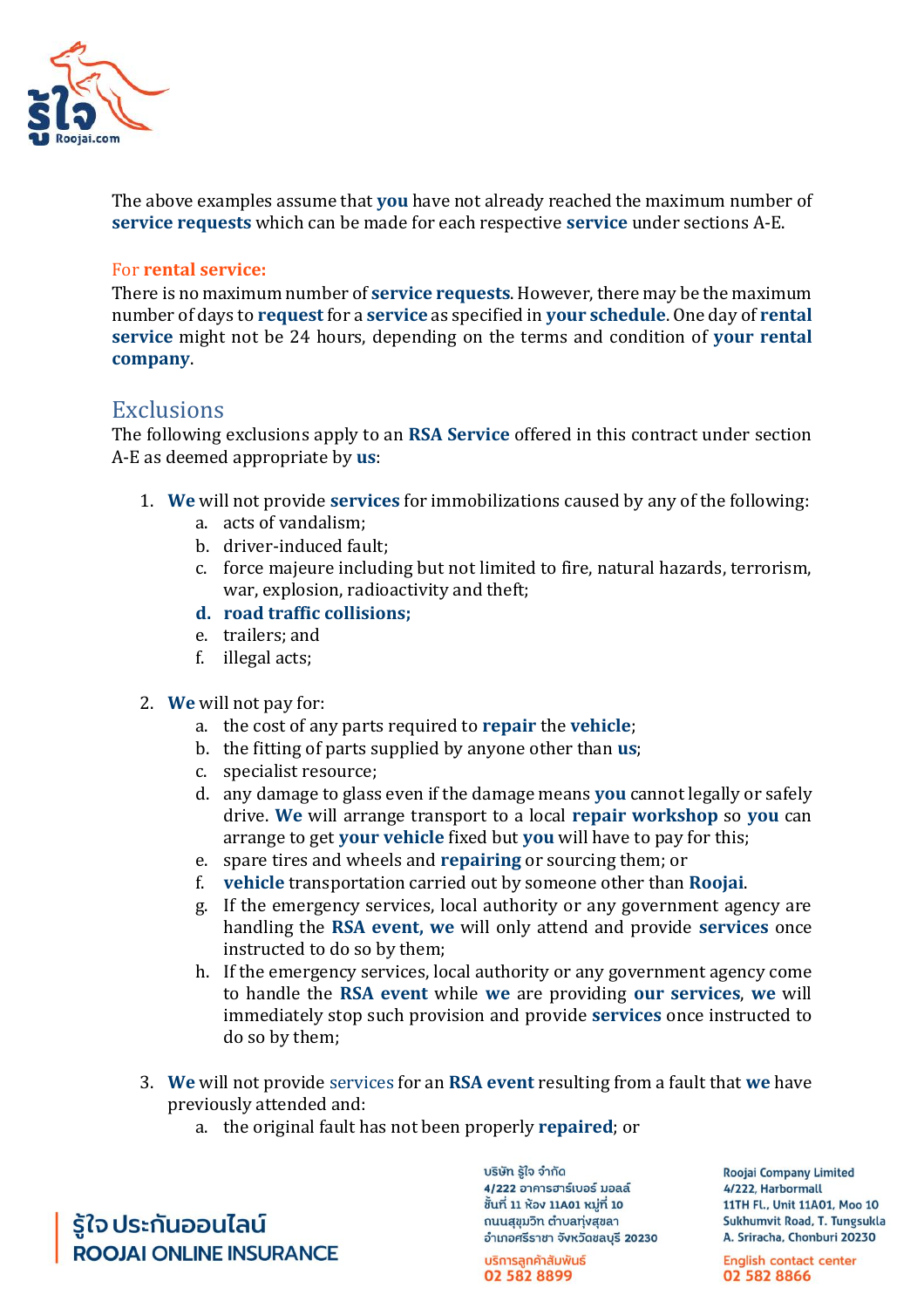The above examples assume that **you** have not already reached the maximum number of **service requests** which can be made for each respective **service** under sections A-E.

For **rental service:**

There is no maximum number of **service requests**. However, there may be the maximum number of days to **request** for a **service** as specified in **your schedule**. One day of **rental service** might not be 24 hours, depending on the terms and condition of **your rental company**.

## Exclusions

The following exclusions apply to an **RSA Service** offered in this contract under section A-E as deemed appropriate by **us**:

1. **We** will not provide **services** for immobilizations caused by any of the following:
   a. acts of vandalism;
   b. driver-induced fault;
   c. force majeure including but not limited to fire, natural hazards, terrorism, war, explosion, radioactivity and theft;
   **d. road traffic collisions;**
   e. trailers; and
   f. illegal acts;

2. **We** will not pay for:
   a. the cost of any parts required to **repair** the **vehicle**;
   b. the fitting of parts supplied by anyone other than **us**;
   c. specialist resource;
   d. any damage to glass even if the damage means **you** cannot legally or safely drive. **We** will arrange transport to a local **repair workshop** so **you** can arrange to get **your vehicle** fixed but **you** will have to pay for this;
   e. spare tires and wheels and **repairing** or sourcing them; or
   f. **vehicle** transportation carried out by someone other than **Roojai**.
   g. If the emergency services, local authority or any government agency are handling the **RSA event, we** will only attend and provide **services** once instructed to do so by them;
   h. If the emergency services, local authority or any government agency come to handle the **RSA event** while **we** are providing **our services**, **we** will immediately stop such provision and provide **services** once instructed to do so by them;

3. **We** will not provide services for an **RSA event** resulting from a fault that **we** have previously attended and:
   a. the original fault has not been properly **repaired**; or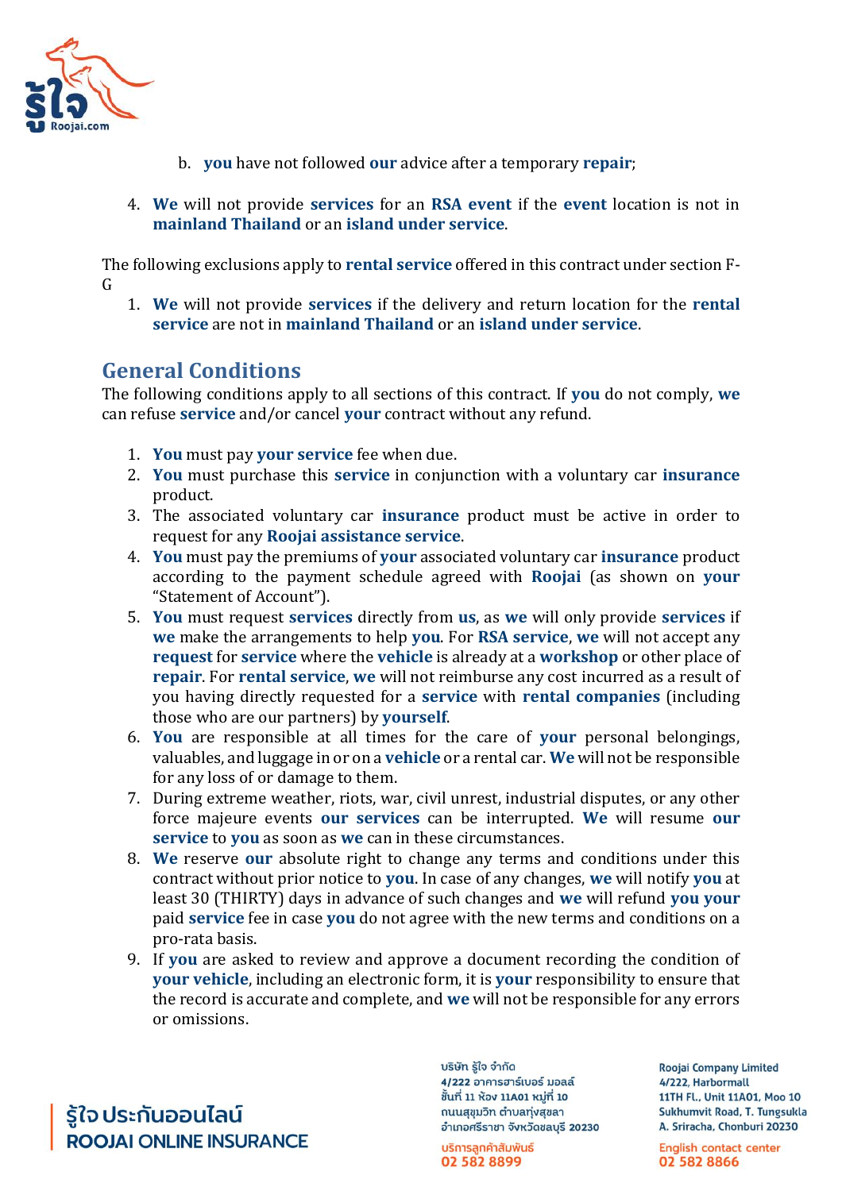b. **you** have not followed **our** advice after a temporary **repair**;

4. **We** will not provide **services** for an **RSA event** if the **event** location is not in **mainland Thailand** or an **island under service**.

The following exclusions apply to **rental service** offered in this contract under section F-G

1. **We** will not provide **services** if the delivery and return location for the **rental service** are not in **mainland Thailand** or an **island under service**.

## General Conditions

The following conditions apply to all sections of this contract. If **you** do not comply, **we** can refuse **service** and/or cancel **your** contract without any refund.

1. **You** must pay **your service** fee when due.
2. **You** must purchase this **service** in conjunction with a voluntary car **insurance** product.
3. The associated voluntary car **insurance** product must be active in order to request for any **Roojai assistance service**.
4. **You** must pay the premiums of **your** associated voluntary car **insurance** product according to the payment schedule agreed with **Roojai** (as shown on **your** "Statement of Account").
5. **You** must request **services** directly from **us**, as **we** will only provide **services** if **we** make the arrangements to help **you**. For **RSA service**, **we** will not accept any **request** for **service** where the **vehicle** is already at a **workshop** or other place of **repair**. For **rental service**, **we** will not reimburse any cost incurred as a result of you having directly requested for a **service** with **rental companies** (including those who are our partners) by **yourself**.
6. **You** are responsible at all times for the care of **your** personal belongings, valuables, and luggage in or on a **vehicle** or a rental car. **We** will not be responsible for any loss of or damage to them.
7. During extreme weather, riots, war, civil unrest, industrial disputes, or any other force majeure events **our services** can be interrupted. **We** will resume **our service** to **you** as soon as **we** can in these circumstances.
8. **We** reserve **our** absolute right to change any terms and conditions under this contract without prior notice to **you**. In case of any changes, **we** will notify **you** at least 30 (THIRTY) days in advance of such changes and **we** will refund **you your** paid **service** fee in case **you** do not agree with the new terms and conditions on a pro-rata basis.
9. If **you** are asked to review and approve a document recording the condition of **your vehicle**, including an electronic form, it is **your** responsibility to ensure that the record is accurate and complete, and **we** will not be responsible for any errors or omissions.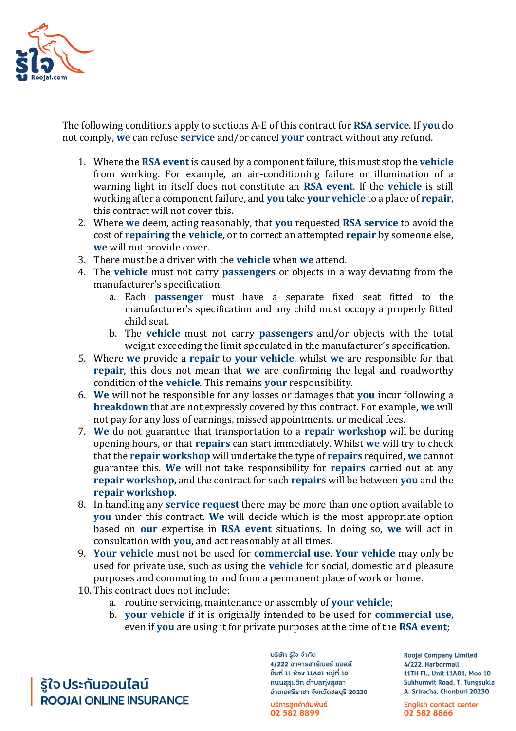The following conditions apply to sections A-E of this contract for **RSA service**. If **you** do not comply, **we** can refuse **service** and/or cancel **your** contract without any refund.

1. Where the **RSA event** is caused by a component failure, this must stop the **vehicle** from working. For example, an air-conditioning failure or illumination of a warning light in itself does not constitute an **RSA event**. If the **vehicle** is still working after a component failure, and **you** take **your vehicle** to a place of **repair**, this contract will not cover this.
2. Where **we** deem, acting reasonably, that **you** requested **RSA service** to avoid the cost of **repairing** the **vehicle**, or to correct an attempted **repair** by someone else, **we** will not provide cover.
3. There must be a driver with the **vehicle** when **we** attend.
4. The **vehicle** must not carry **passengers** or objects in a way deviating from the manufacturer's specification.
   a. Each **passenger** must have a separate fixed seat fitted to the manufacturer's specification and any child must occupy a properly fitted child seat.
   b. The **vehicle** must not carry **passengers** and/or objects with the total weight exceeding the limit speculated in the manufacturer's specification.
5. Where **we** provide a **repair** to **your vehicle**, whilst **we** are responsible for that **repair**, this does not mean that **we** are confirming the legal and roadworthy condition of the **vehicle**. This remains **your** responsibility.
6. **We** will not be responsible for any losses or damages that **you** incur following a **breakdown** that are not expressly covered by this contract. For example, **we** will not pay for any loss of earnings, missed appointments, or medical fees.
7. **We** do not guarantee that transportation to a **repair workshop** will be during opening hours, or that **repairs** can start immediately. Whilst **we** will try to check that the **repair workshop** will undertake the type of **repairs** required, **we** cannot guarantee this. **We** will not take responsibility for **repairs** carried out at any **repair workshop**, and the contract for such **repairs** will be between **you** and the **repair workshop**.
8. In handling any **service request** there may be more than one option available to **you** under this contract. **We** will decide which is the most appropriate option based on **our** expertise in **RSA event** situations. In doing so, **we** will act in consultation with **you**, and act reasonably at all times.
9. **Your vehicle** must not be used for **commercial use**. **Your vehicle** may only be used for private use, such as using the **vehicle** for social, domestic and pleasure purposes and commuting to and from a permanent place of work or home.
10. This contract does not include:
   a. routine servicing, maintenance or assembly of **your vehicle**;
   b. **your vehicle** if it is originally intended to be used for **commercial use**, even if **you** are using it for private purposes at the time of the **RSA event**;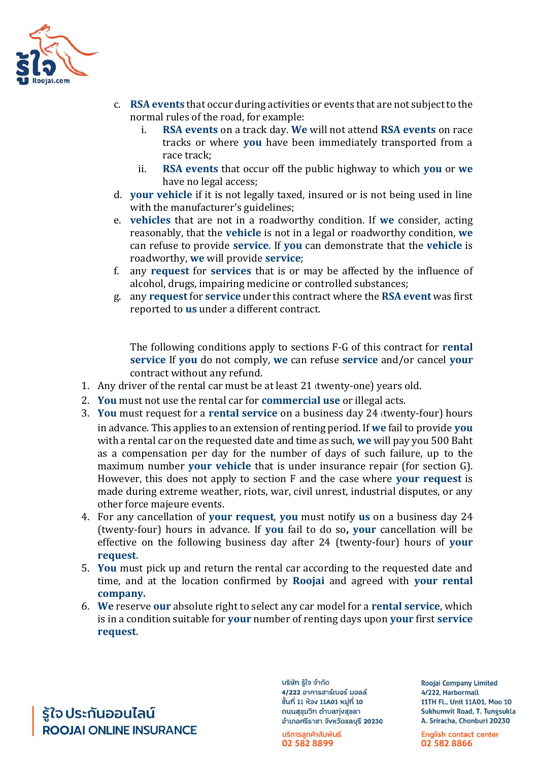c. **RSA events** that occur during activities or events that are not subject to the normal rules of the road, for example:
    i. **RSA events** on a track day. **We** will not attend **RSA events** on race tracks or where **you** have been immediately transported from a race track;
    ii. **RSA events** that occur off the public highway to which **you** or **we** have no legal access;

d. **your vehicle** if it is not legally taxed, insured or is not being used in line with the manufacturer's guidelines;

e. **vehicles** that are not in a roadworthy condition. If **we** consider, acting reasonably, that the **vehicle** is not in a legal or roadworthy condition, **we** can refuse to provide **service**. If **you** can demonstrate that the **vehicle** is roadworthy, **we** will provide **service**;

f. any **request** for **services** that is or may be affected by the influence of alcohol, drugs, impairing medicine or controlled substances;

g. any **request** for **service** under this contract where the **RSA event** was first reported to **us** under a different contract.

The following conditions apply to sections F-G of this contract for **rental service** If **you** do not comply, **we** can refuse **service** and/or cancel **your** contract without any refund.

1. Any driver of the rental car must be at least 21 (twenty-one) years old.
2. **You** must not use the rental car for **commercial use** or illegal acts.
3. **You** must request for a **rental service** on a business day 24 (twenty-four) hours in advance. This applies to an extension of renting period. If **we** fail to provide **you** with a rental car on the requested date and time as such, **we** will pay you 500 Baht as a compensation per day for the number of days of such failure, up to the maximum number **your vehicle** that is under insurance repair (for section G). However, this does not apply to section F and the case where **your request** is made during extreme weather, riots, war, civil unrest, industrial disputes, or any other force majeure events.
4. For any cancellation of **your request**, **you** must notify **us** on a business day 24 (twenty-four) hours in advance. If **you** fail to do so**,** **your** cancellation will be effective on the following business day after 24 (twenty-four) hours of **your request**.
5. **You** must pick up and return the rental car according to the requested date and time, and at the location confirmed by **Roojai** and agreed with **your rental company.**
6. **We** reserve **our** absolute right to select any car model for a **rental service**, which is in a condition suitable for **your** number of renting days upon **your** first **service request**.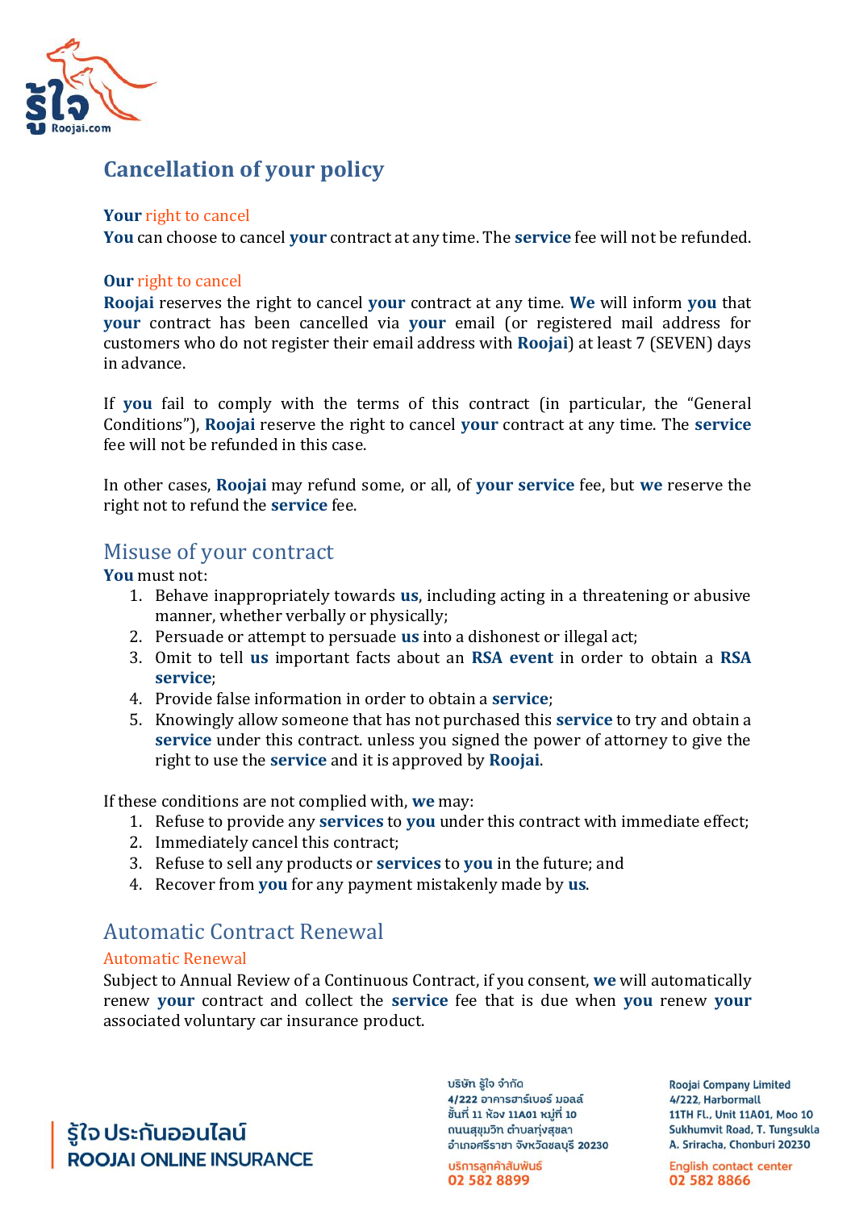## Cancellation of your policy

**Your** right to cancel

**You** can choose to cancel **your** contract at any time. The **service** fee will not be refunded.

**Our** right to cancel

**Roojai** reserves the right to cancel **your** contract at any time. **We** will inform **you** that **your** contract has been cancelled via **your** email (or registered mail address for customers who do not register their email address with **Roojai**) at least 7 (SEVEN) days in advance.

If **you** fail to comply with the terms of this contract (in particular, the "General Conditions"), **Roojai** reserve the right to cancel **your** contract at any time. The **service** fee will not be refunded in this case.

In other cases, **Roojai** may refund some, or all, of **your service** fee, but **we** reserve the right not to refund the **service** fee.

## Misuse of your contract

**You** must not:

1. Behave inappropriately towards **us**, including acting in a threatening or abusive manner, whether verbally or physically;
2. Persuade or attempt to persuade **us** into a dishonest or illegal act;
3. Omit to tell **us** important facts about an **RSA event** in order to obtain a **RSA service**;
4. Provide false information in order to obtain a **service**;
5. Knowingly allow someone that has not purchased this **service** to try and obtain a **service** under this contract. unless you signed the power of attorney to give the right to use the **service** and it is approved by **Roojai**.

If these conditions are not complied with, **we** may:

1. Refuse to provide any **services** to **you** under this contract with immediate effect;
2. Immediately cancel this contract;
3. Refuse to sell any products or **services** to **you** in the future; and
4. Recover from **you** for any payment mistakenly made by **us**.

## Automatic Contract Renewal

### Automatic Renewal

Subject to Annual Review of a Continuous Contract, if you consent, **we** will automatically renew **your** contract and collect the **service** fee that is due when **you** renew **your** associated voluntary car insurance product.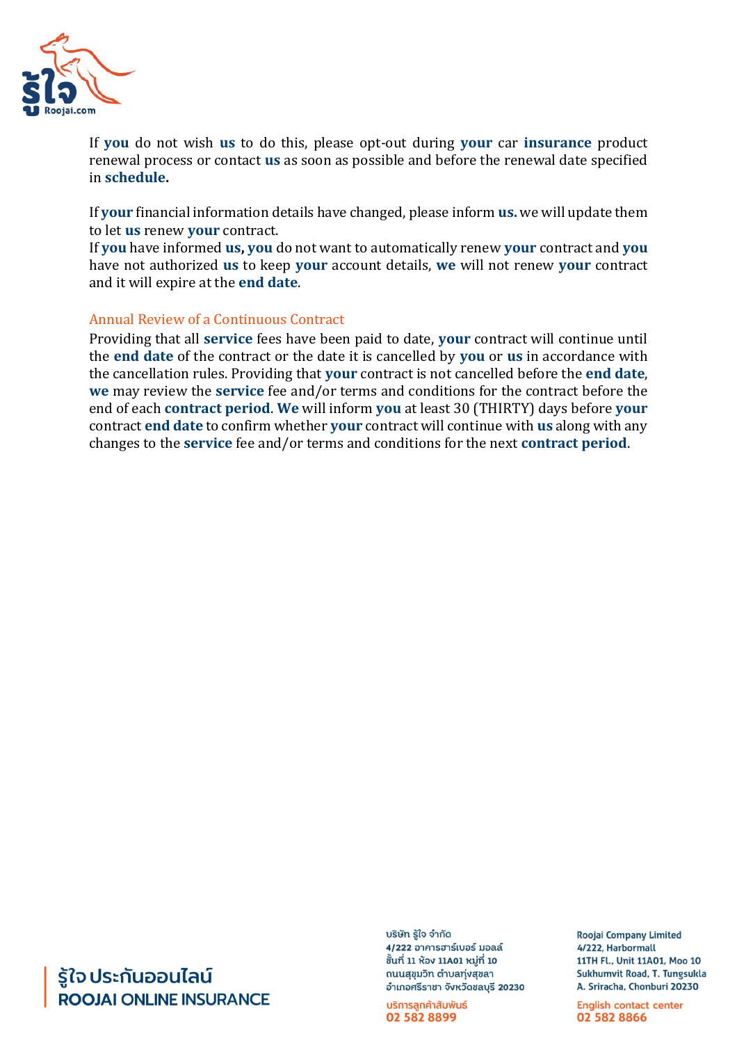If **you** do not wish **us** to do this, please opt-out during **your** car **insurance** product renewal process or contact **us** as soon as possible and before the renewal date specified in **schedule.**

If **your** financial information details have changed, please inform **us.** we will update them to let **us** renew **your** contract.
If **you** have informed **us, you** do not want to automatically renew **your** contract and **you** have not authorized **us** to keep **your** account details, **we** will not renew **your** contract and it will expire at the **end date**.

### Annual Review of a Continuous Contract

Providing that all **service** fees have been paid to date, **your** contract will continue until the **end date** of the contract or the date it is cancelled by **you** or **us** in accordance with the cancellation rules. Providing that **your** contract is not cancelled before the **end date**, **we** may review the **service** fee and/or terms and conditions for the contract before the end of each **contract period**. **We** will inform **you** at least 30 (THIRTY) days before **your** contract **end date** to confirm whether **your** contract will continue with **us** along with any changes to the **service** fee and/or terms and conditions for the next **contract period**.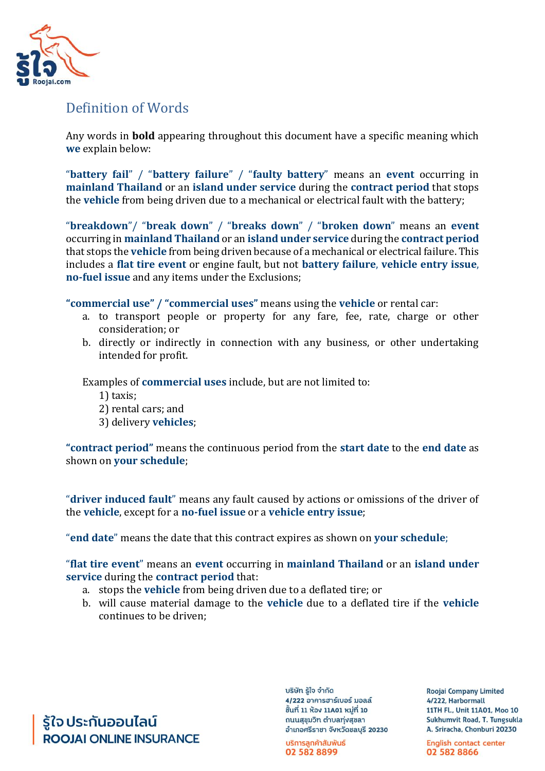## Definition of Words

Any words in **bold** appearing throughout this document have a specific meaning which **we** explain below:

"**battery fail**" / "**battery failure**" / "**faulty battery**" means an **event** occurring in **mainland Thailand** or an **island under service** during the **contract period** that stops the **vehicle** from being driven due to a mechanical or electrical fault with the battery;

"**breakdown**"/ "**break down**" / "**breaks down**" / "**broken down**" means an **event** occurring in **mainland Thailand** or an **island under service** during the **contract period** that stops the **vehicle** from being driven because of a mechanical or electrical failure. This includes a **flat tire event** or engine fault, but not **battery failure**, **vehicle entry issue**, **no-fuel issue** and any items under the Exclusions;

**"commercial use" / "commercial uses"** means using the **vehicle** or rental car:

a. to transport people or property for any fare, fee, rate, charge or other consideration; or
b. directly or indirectly in connection with any business, or other undertaking intended for profit.

Examples of **commercial uses** include, but are not limited to:

1) taxis;
2) rental cars; and
3) delivery **vehicles**;

**"contract period"** means the continuous period from the **start date** to the **end date** as shown on **your schedule**;

"**driver induced fault**" means any fault caused by actions or omissions of the driver of the **vehicle**, except for a **no-fuel issue** or a **vehicle entry issue**;

"**end date**" means the date that this contract expires as shown on **your schedule**;

"**flat tire event**" means an **event** occurring in **mainland Thailand** or an **island under service** during the **contract period** that:

a. stops the **vehicle** from being driven due to a deflated tire; or
b. will cause material damage to the **vehicle** due to a deflated tire if the **vehicle** continues to be driven;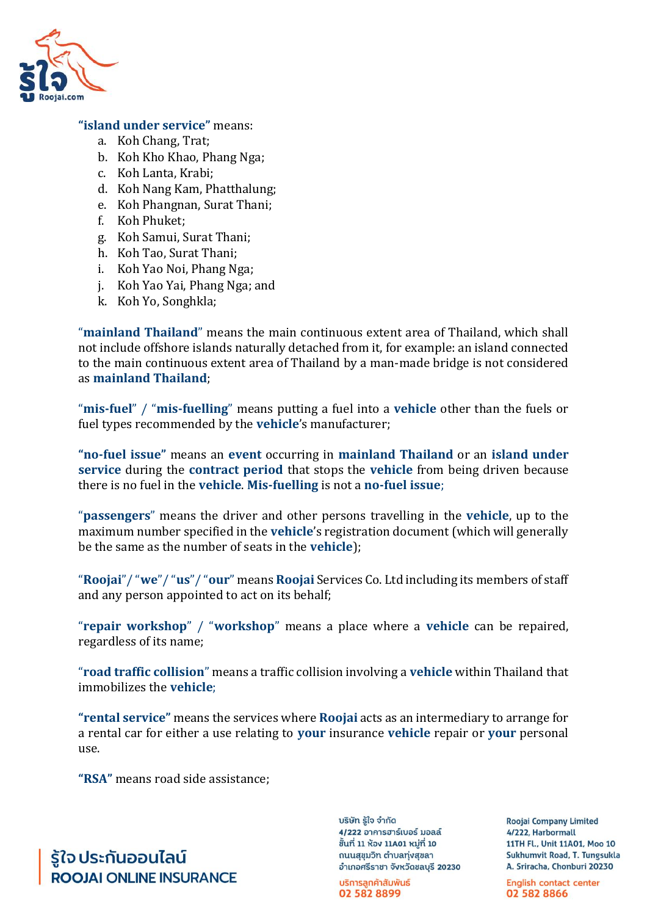**"island under service"** means:

a. Koh Chang, Trat;
b. Koh Kho Khao, Phang Nga;
c. Koh Lanta, Krabi;
d. Koh Nang Kam, Phatthalung;
e. Koh Phangnan, Surat Thani;
f. Koh Phuket;
g. Koh Samui, Surat Thani;
h. Koh Tao, Surat Thani;
i. Koh Yao Noi, Phang Nga;
j. Koh Yao Yai, Phang Nga; and
k. Koh Yo, Songhkla;

"**mainland Thailand**" means the main continuous extent area of Thailand, which shall not include offshore islands naturally detached from it, for example: an island connected to the main continuous extent area of Thailand by a man-made bridge is not considered as **mainland Thailand**;

"**mis-fuel**" / "**mis-fuelling**" means putting a fuel into a **vehicle** other than the fuels or fuel types recommended by the **vehicle**'s manufacturer;

**"no-fuel issue"** means an **event** occurring in **mainland Thailand** or an **island under service** during the **contract period** that stops the **vehicle** from being driven because there is no fuel in the **vehicle**. **Mis-fuelling** is not a **no-fuel issue**;

"**passengers**" means the driver and other persons travelling in the **vehicle**, up to the maximum number specified in the **vehicle**'s registration document (which will generally be the same as the number of seats in the **vehicle**);

"**Roojai**"/ "**we**"/ "**us**"/ "**our**" means **Roojai** Services Co. Ltd including its members of staff and any person appointed to act on its behalf;

"**repair workshop**" / "**workshop**" means a place where a **vehicle** can be repaired, regardless of its name;

"**road traffic collision**" means a traffic collision involving a **vehicle** within Thailand that immobilizes the **vehicle**;

**"rental service"** means the services where **Roojai** acts as an intermediary to arrange for a rental car for either a use relating to **your** insurance **vehicle** repair or **your** personal use.

**"RSA"** means road side assistance;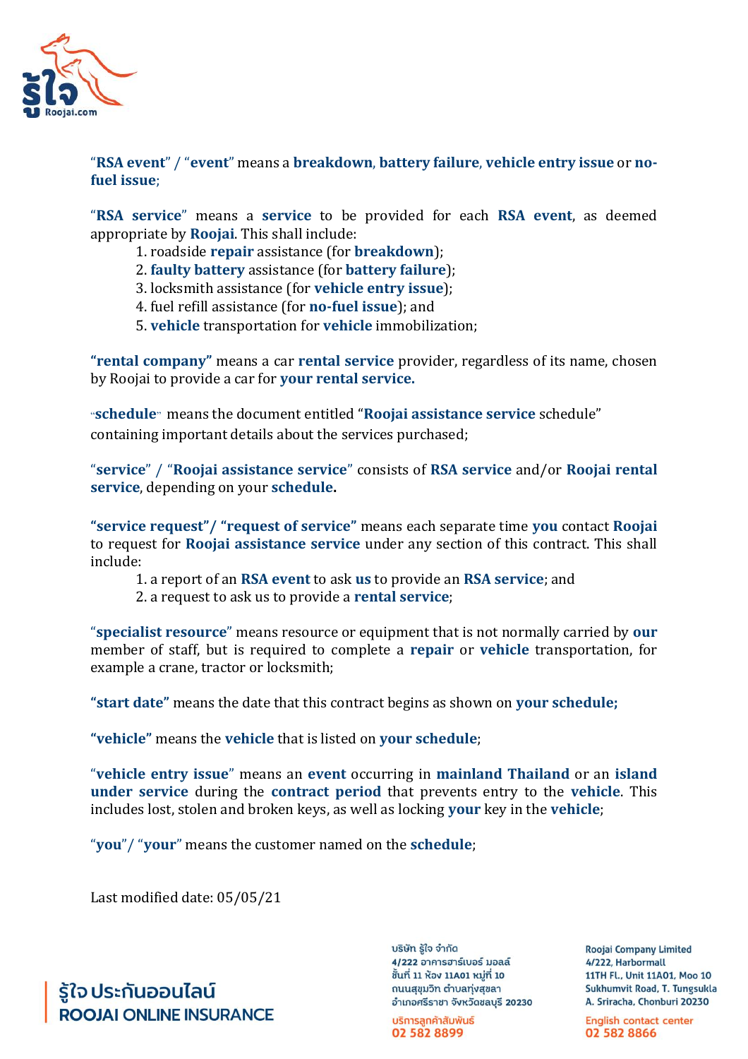"**RSA event**" / "**event**" means a **breakdown**, **battery failure**, **vehicle entry issue** or **no-fuel issue**;

"**RSA service**" means a **service** to be provided for each **RSA event**, as deemed appropriate by **Roojai**. This shall include:

1. roadside **repair** assistance (for **breakdown**);
2. **faulty battery** assistance (for **battery failure**);
3. locksmith assistance (for **vehicle entry issue**);
4. fuel refill assistance (for **no-fuel issue**); and
5. **vehicle** transportation for **vehicle** immobilization;

**"rental company"** means a car **rental service** provider, regardless of its name, chosen by Roojai to provide a car for **your rental service.**

"**schedule**" means the document entitled "**Roojai assistance service** schedule" containing important details about the services purchased;

"**service**" / "**Roojai assistance service**" consists of **RSA service** and/or **Roojai rental service**, depending on your **schedule.**

**"service request"/ "request of service"** means each separate time **you** contact **Roojai** to request for **Roojai assistance service** under any section of this contract. This shall include:

1. a report of an **RSA event** to ask **us** to provide an **RSA service**; and
2. a request to ask us to provide a **rental service**;

"**specialist resource**" means resource or equipment that is not normally carried by **our** member of staff, but is required to complete a **repair** or **vehicle** transportation, for example a crane, tractor or locksmith;

**"start date"** means the date that this contract begins as shown on **your schedule;**

**"vehicle"** means the **vehicle** that is listed on **your schedule**;

"**vehicle entry issue**" means an **event** occurring in **mainland Thailand** or an **island under service** during the **contract period** that prevents entry to the **vehicle**. This includes lost, stolen and broken keys, as well as locking **your** key in the **vehicle**;

"**you**"/ "**your**" means the customer named on the **schedule**;

Last modified date: 05/05/21